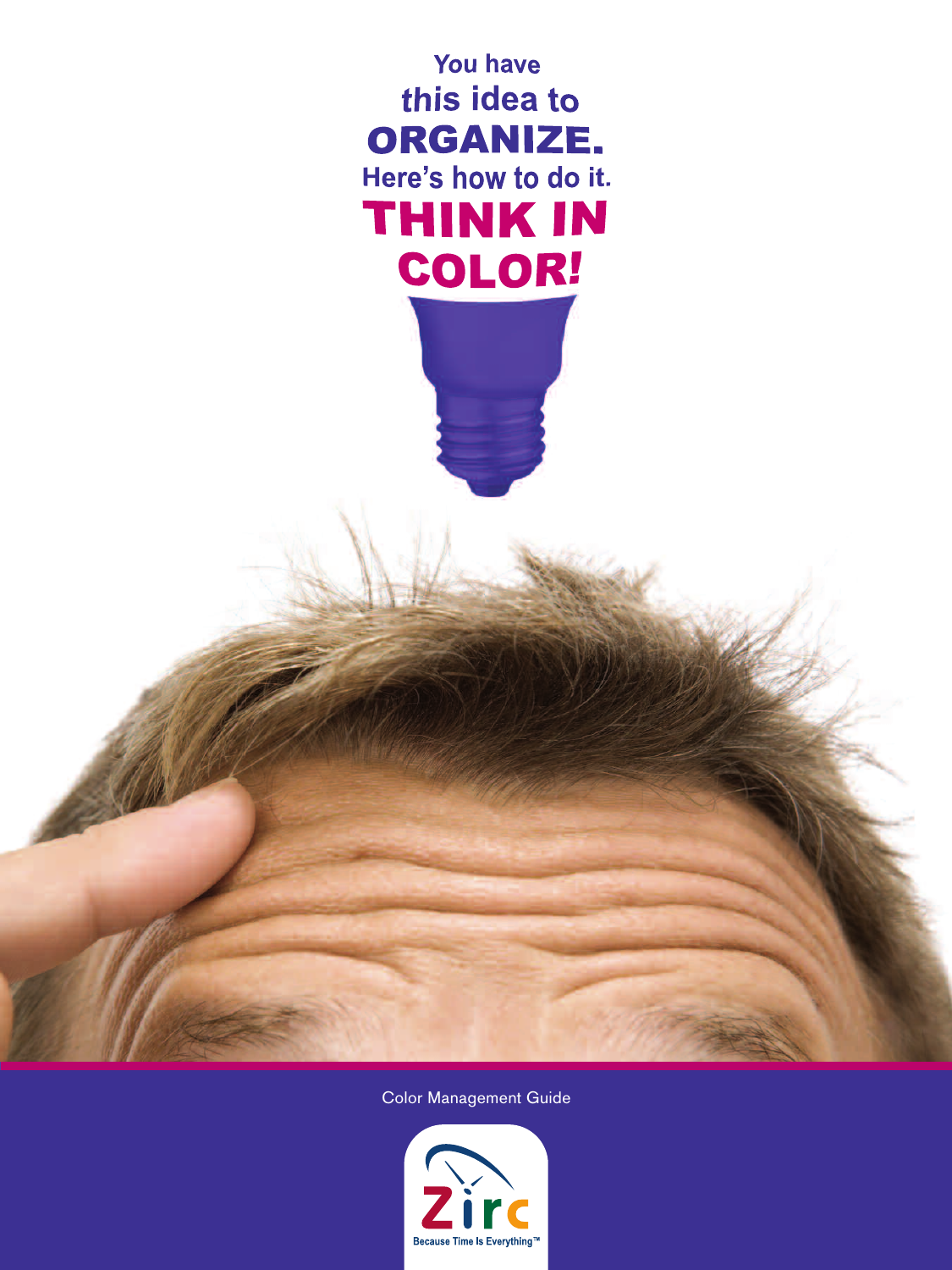You have
*this* idea to
# ORGANIZE.
Here's how to do it.
# THINK IN COLOR!

Color Management Guide

Zirc
Because Time Is Everything™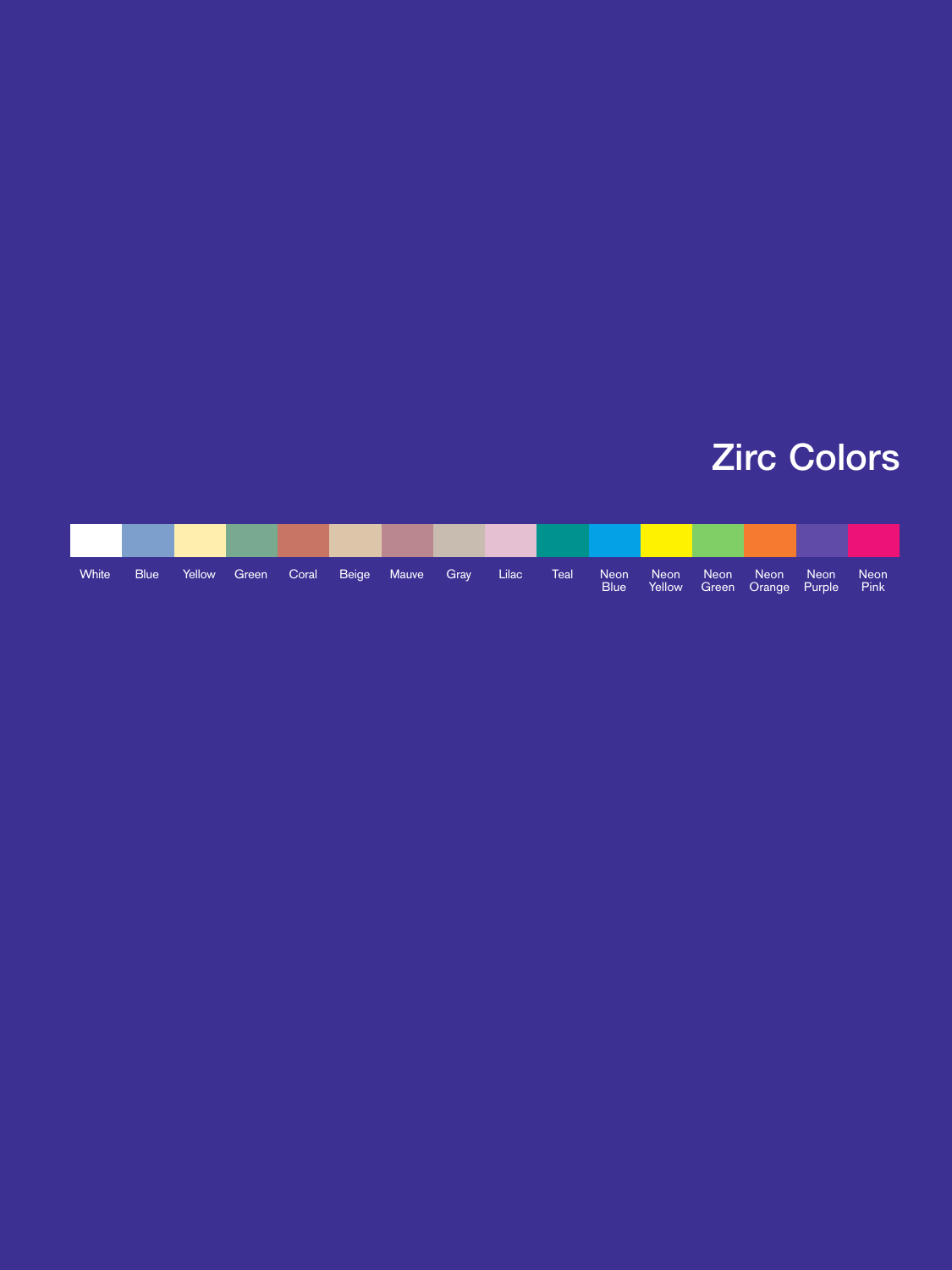# Zirc Colors

White, Blue, Yellow, Green, Coral, Beige, Mauve, Gray, Lilac, Teal, Neon Blue, Neon Yellow, Neon Green, Neon Orange, Neon Purple, Neon Pink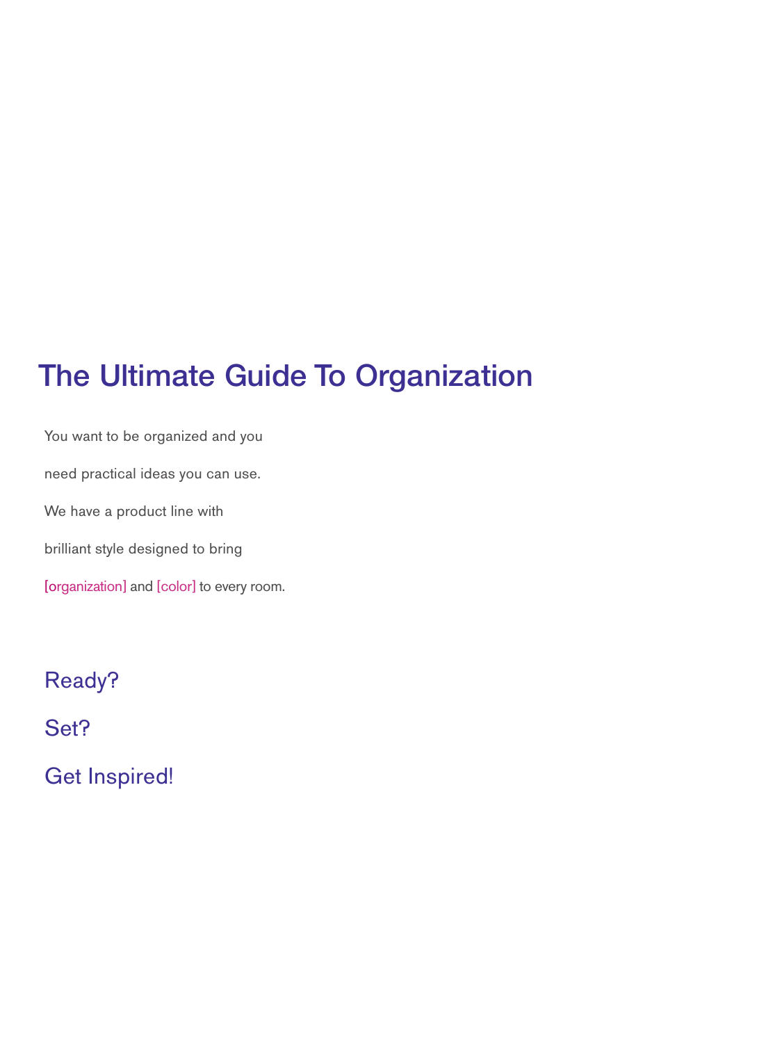# The Ultimate Guide To Organization

You want to be organized and you need practical ideas you can use. We have a product line with brilliant style designed to bring [organization] and [color] to every room.

Ready?

Set?

Get Inspired!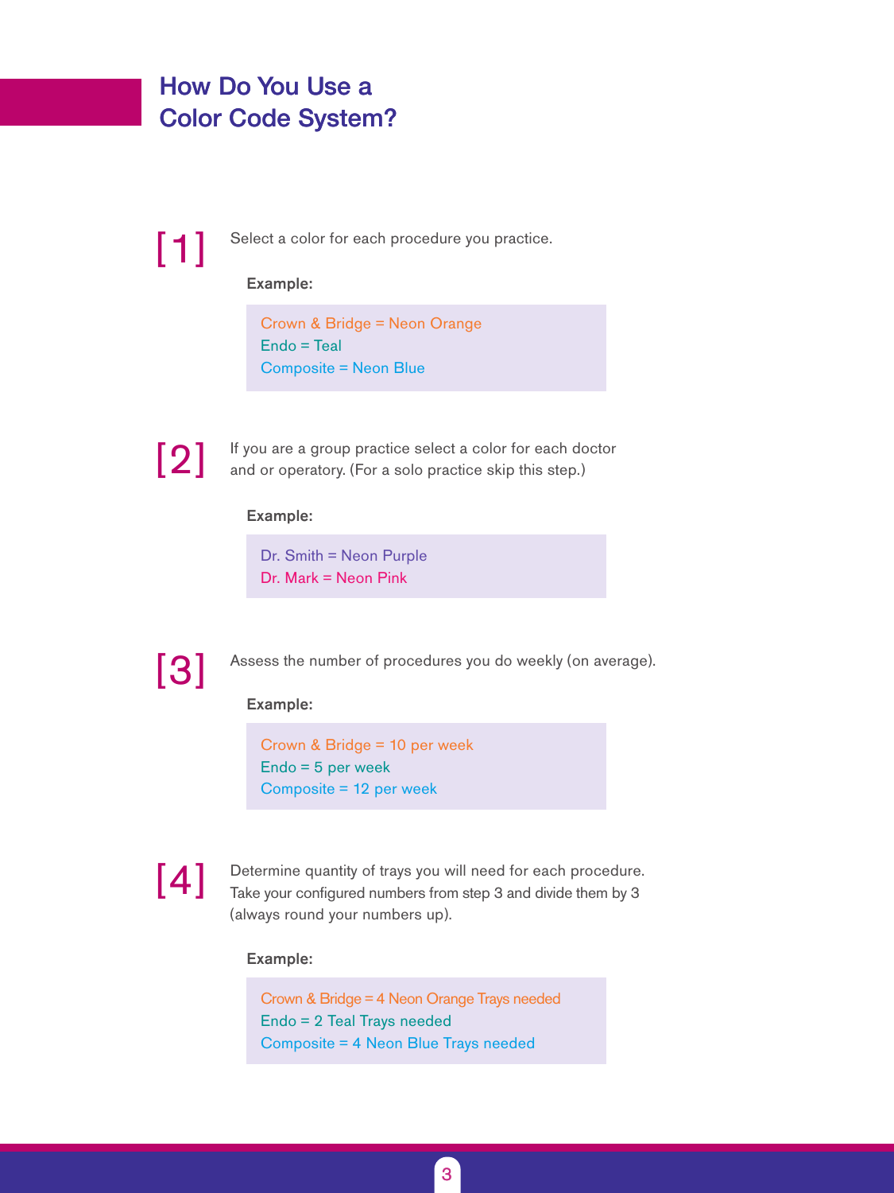## How Do You Use a Color Code System?

[1] Select a color for each procedure you practice.

**Example:**

Crown & Bridge = Neon Orange
Endo = Teal
Composite = Neon Blue

[2] If you are a group practice select a color for each doctor and or operatory. (For a solo practice skip this step.)

**Example:**

Dr. Smith = Neon Purple
Dr. Mark = Neon Pink

[3] Assess the number of procedures you do weekly (on average).

**Example:**

Crown & Bridge = 10 per week
Endo = 5 per week
Composite = 12 per week

[4] Determine quantity of trays you will need for each procedure. Take your configured numbers from step 3 and divide them by 3 (always round your numbers up).

**Example:**

Crown & Bridge = 4 Neon Orange Trays needed
Endo = 2 Teal Trays needed
Composite = 4 Neon Blue Trays needed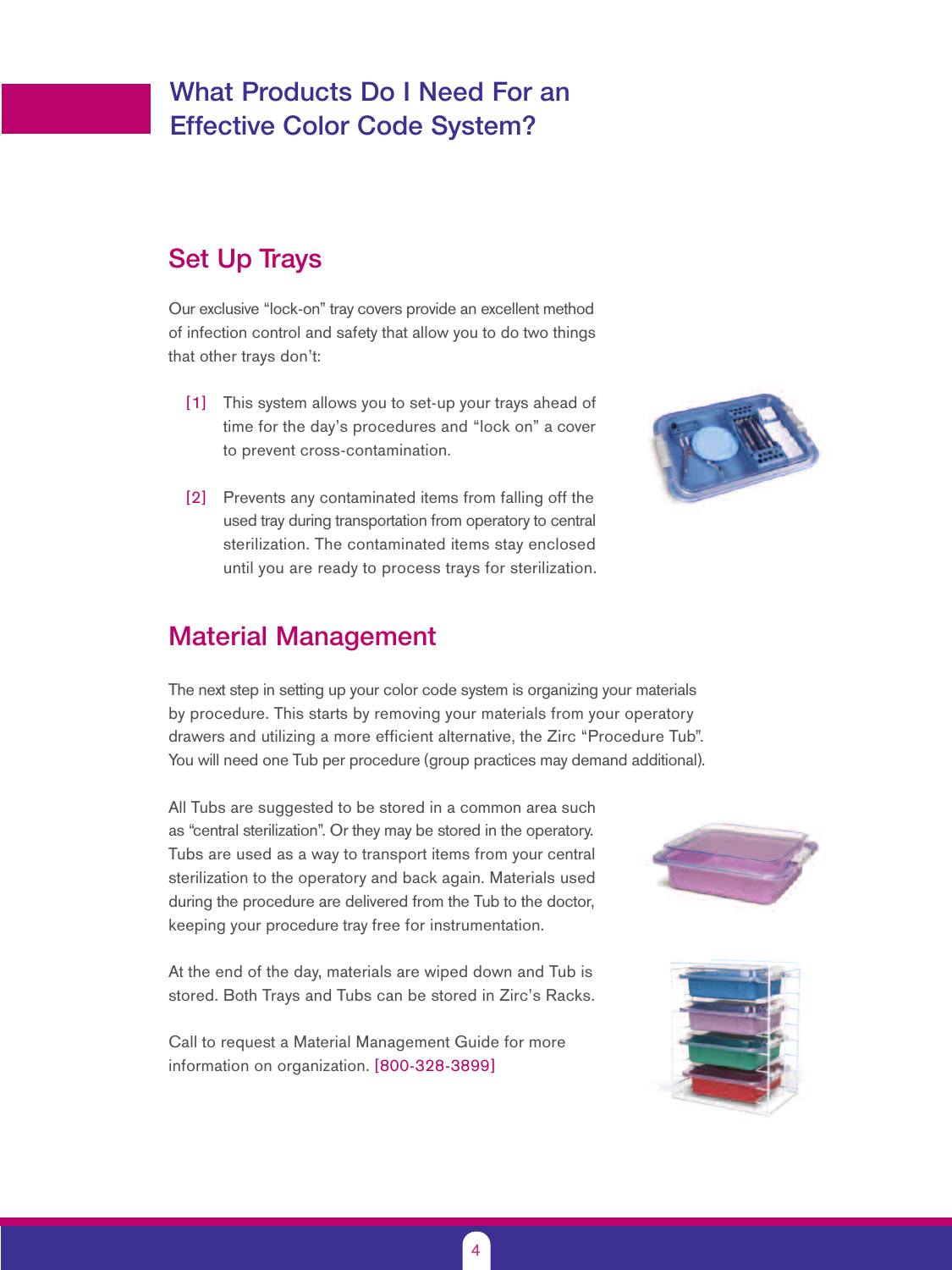# What Products Do I Need For an Effective Color Code System?

## Set Up Trays

Our exclusive "lock-on" tray covers provide an excellent method of infection control and safety that allow you to do two things that other trays don't:

[1] This system allows you to set-up your trays ahead of time for the day's procedures and "lock on" a cover to prevent cross-contamination.

[2] Prevents any contaminated items from falling off the used tray during transportation from operatory to central sterilization. The contaminated items stay enclosed until you are ready to process trays for sterilization.

## Material Management

The next step in setting up your color code system is organizing your materials by procedure. This starts by removing your materials from your operatory drawers and utilizing a more efficient alternative, the Zirc "Procedure Tub". You will need one Tub per procedure (group practices may demand additional).

All Tubs are suggested to be stored in a common area such as "central sterilization". Or they may be stored in the operatory. Tubs are used as a way to transport items from your central sterilization to the operatory and back again. Materials used during the procedure are delivered from the Tub to the doctor, keeping your procedure tray free for instrumentation.

At the end of the day, materials are wiped down and Tub is stored. Both Trays and Tubs can be stored in Zirc's Racks.

Call to request a Material Management Guide for more information on organization. [800-328-3899]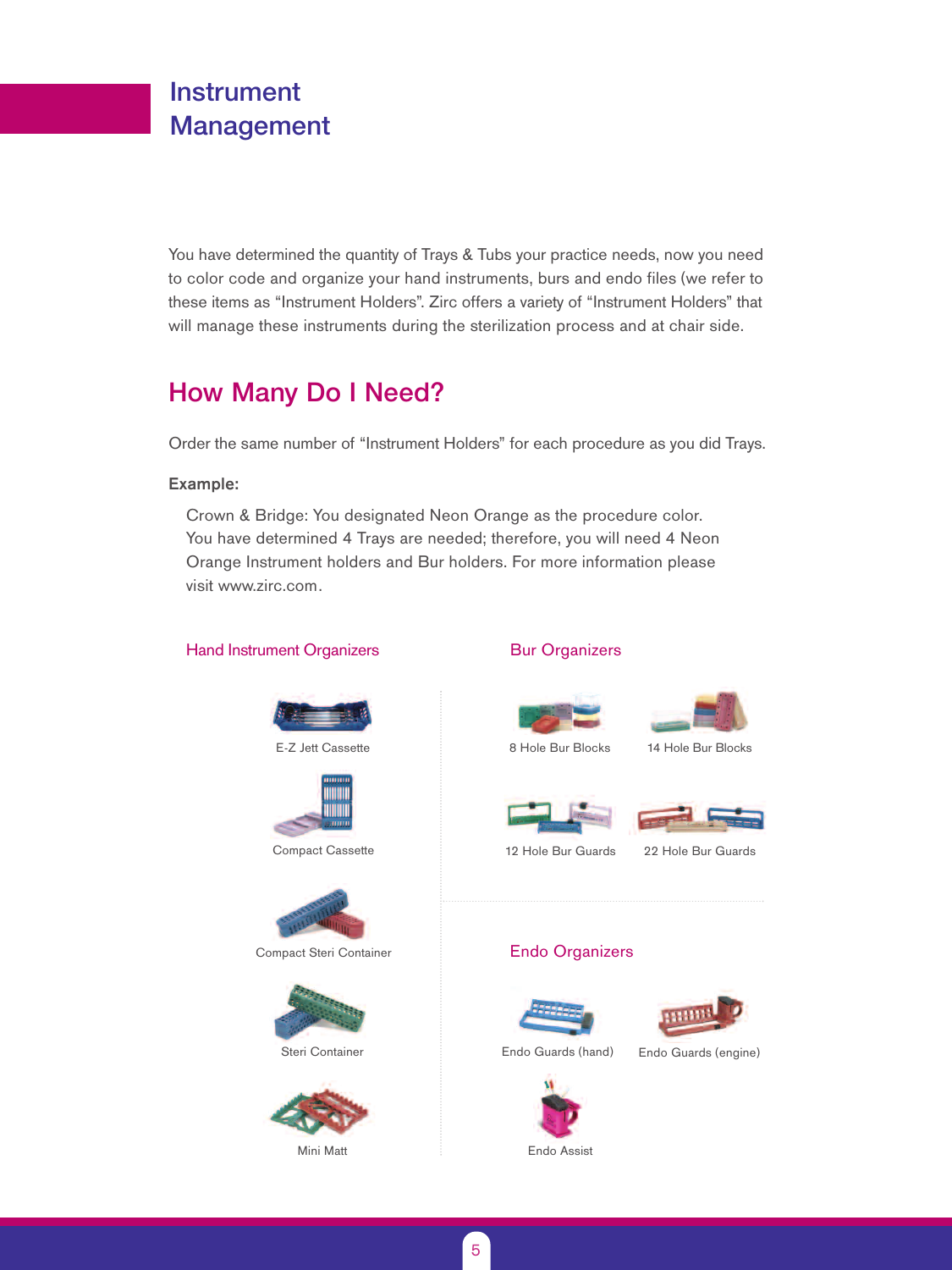# Instrument Management

You have determined the quantity of Trays & Tubs your practice needs, now you need to color code and organize your hand instruments, burs and endo files (we refer to these items as "Instrument Holders". Zirc offers a variety of "Instrument Holders" that will manage these instruments during the sterilization process and at chair side.

## How Many Do I Need?

Order the same number of "Instrument Holders" for each procedure as you did Trays.

**Example:**

Crown & Bridge: You designated Neon Orange as the procedure color. You have determined 4 Trays are needed; therefore, you will need 4 Neon Orange Instrument holders and Bur holders. For more information please visit www.zirc.com.

### Hand Instrument Organizers

E-Z Jett Cassette

Compact Cassette

Compact Steri Container

Steri Container

Mini Matt

### Bur Organizers

8 Hole Bur Blocks

14 Hole Bur Blocks

12 Hole Bur Guards

22 Hole Bur Guards

### Endo Organizers

Endo Guards (hand)

Endo Guards (engine)

Endo Assist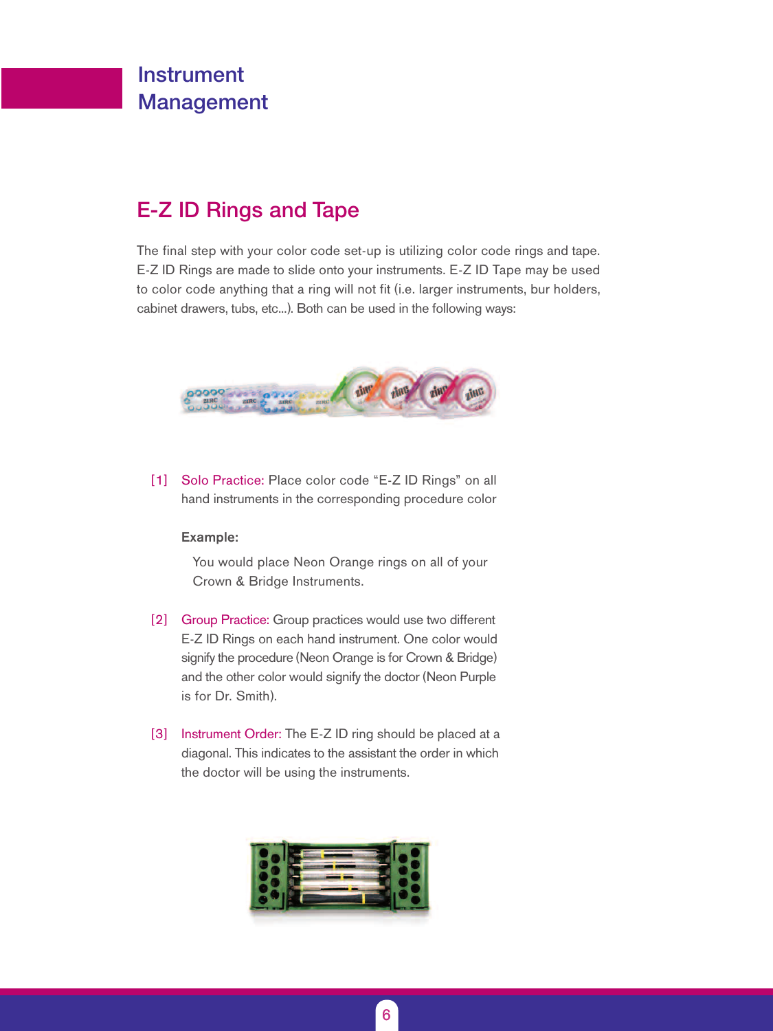# Instrument Management

## E-Z ID Rings and Tape

The final step with your color code set-up is utilizing color code rings and tape. E-Z ID Rings are made to slide onto your instruments. E-Z ID Tape may be used to color code anything that a ring will not fit (i.e. larger instruments, bur holders, cabinet drawers, tubs, etc...). Both can be used in the following ways:

[1] Solo Practice: Place color code "E-Z ID Rings" on all hand instruments in the corresponding procedure color

**Example:**

You would place Neon Orange rings on all of your Crown & Bridge Instruments.

[2] Group Practice: Group practices would use two different E-Z ID Rings on each hand instrument. One color would signify the procedure (Neon Orange is for Crown & Bridge) and the other color would signify the doctor (Neon Purple is for Dr. Smith).

[3] Instrument Order: The E-Z ID ring should be placed at a diagonal. This indicates to the assistant the order in which the doctor will be using the instruments.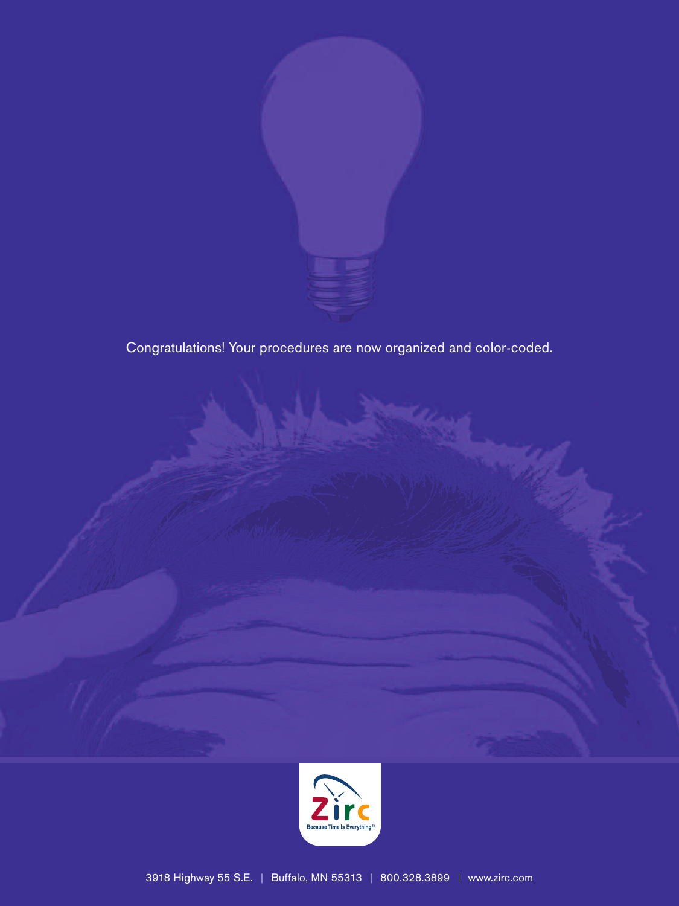Congratulations! Your procedures are now organized and color-coded.

Zirc

Because Time Is Everything™

3918 Highway 55 S.E. | Buffalo, MN 55313 | 800.328.3899 | www.zirc.com